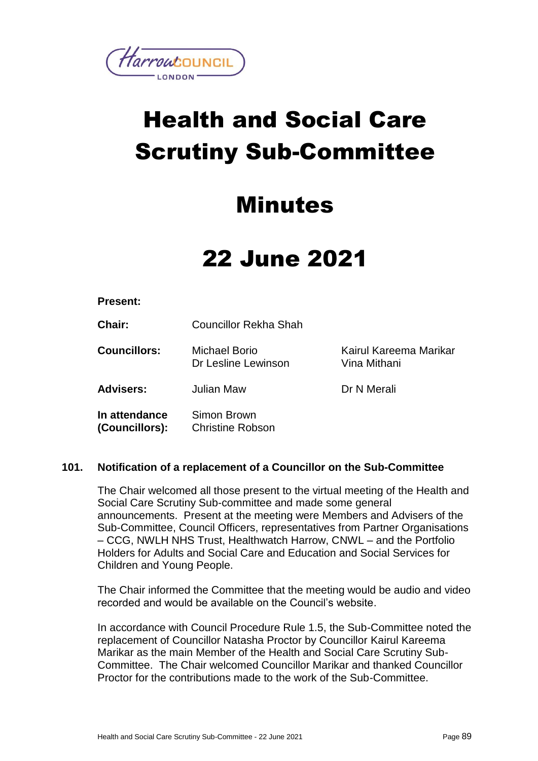# Health and Social Care Scrutiny Sub-Committee

# Minutes

# 22 June 2021

**Present:**

| | | |
|---|---|---|
| **Chair:** | Councillor Rekha Shah | |
| **Councillors:** | Michael Borio<br>Dr Lesline Lewinson | Kairul Kareema Marikar<br>Vina Mithani |
| **Advisers:** | Julian Maw | Dr N Merali |
| **In attendance (Councillors):** | Simon Brown<br>Christine Robson | |

**101. Notification of a replacement of a Councillor on the Sub-Committee**

The Chair welcomed all those present to the virtual meeting of the Health and Social Care Scrutiny Sub-committee and made some general announcements. Present at the meeting were Members and Advisers of the Sub-Committee, Council Officers, representatives from Partner Organisations – CCG, NWLH NHS Trust, Healthwatch Harrow, CNWL – and the Portfolio Holders for Adults and Social Care and Education and Social Services for Children and Young People.

The Chair informed the Committee that the meeting would be audio and video recorded and would be available on the Council's website.

In accordance with Council Procedure Rule 1.5, the Sub-Committee noted the replacement of Councillor Natasha Proctor by Councillor Kairul Kareema Marikar as the main Member of the Health and Social Care Scrutiny Sub-Committee. The Chair welcomed Councillor Marikar and thanked Councillor Proctor for the contributions made to the work of the Sub-Committee.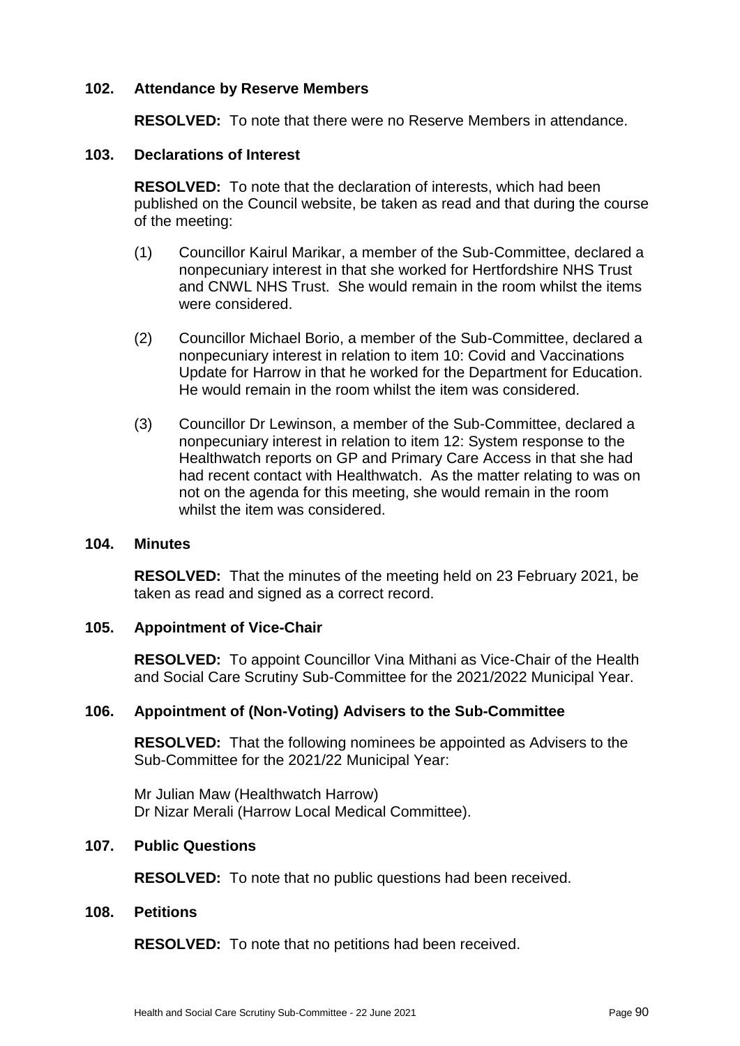**102. Attendance by Reserve Members**

**RESOLVED:** To note that there were no Reserve Members in attendance.

**103. Declarations of Interest**

**RESOLVED:** To note that the declaration of interests, which had been published on the Council website, be taken as read and that during the course of the meeting:

(1) Councillor Kairul Marikar, a member of the Sub-Committee, declared a nonpecuniary interest in that she worked for Hertfordshire NHS Trust and CNWL NHS Trust. She would remain in the room whilst the items were considered.

(2) Councillor Michael Borio, a member of the Sub-Committee, declared a nonpecuniary interest in relation to item 10: Covid and Vaccinations Update for Harrow in that he worked for the Department for Education. He would remain in the room whilst the item was considered.

(3) Councillor Dr Lewinson, a member of the Sub-Committee, declared a nonpecuniary interest in relation to item 12: System response to the Healthwatch reports on GP and Primary Care Access in that she had had recent contact with Healthwatch. As the matter relating to was on not on the agenda for this meeting, she would remain in the room whilst the item was considered.

**104. Minutes**

**RESOLVED:** That the minutes of the meeting held on 23 February 2021, be taken as read and signed as a correct record.

**105. Appointment of Vice-Chair**

**RESOLVED:** To appoint Councillor Vina Mithani as Vice-Chair of the Health and Social Care Scrutiny Sub-Committee for the 2021/2022 Municipal Year.

**106. Appointment of (Non-Voting) Advisers to the Sub-Committee**

**RESOLVED:** That the following nominees be appointed as Advisers to the Sub-Committee for the 2021/22 Municipal Year:

Mr Julian Maw (Healthwatch Harrow)
Dr Nizar Merali (Harrow Local Medical Committee).

**107. Public Questions**

**RESOLVED:** To note that no public questions had been received.

**108. Petitions**

**RESOLVED:** To note that no petitions had been received.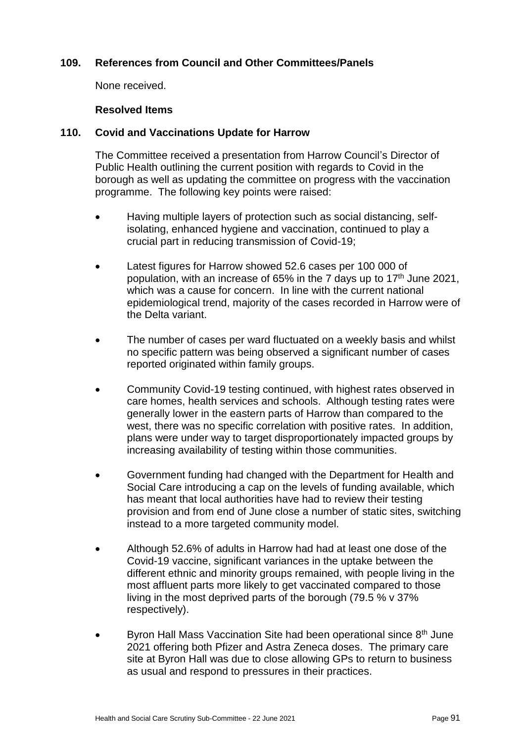## 109. References from Council and Other Committees/Panels

None received.

**Resolved Items**

## 110. Covid and Vaccinations Update for Harrow

The Committee received a presentation from Harrow Council's Director of Public Health outlining the current position with regards to Covid in the borough as well as updating the committee on progress with the vaccination programme. The following key points were raised:

- Having multiple layers of protection such as social distancing, self-isolating, enhanced hygiene and vaccination, continued to play a crucial part in reducing transmission of Covid-19;
- Latest figures for Harrow showed 52.6 cases per 100 000 of population, with an increase of 65% in the 7 days up to 17th June 2021, which was a cause for concern. In line with the current national epidemiological trend, majority of the cases recorded in Harrow were of the Delta variant.
- The number of cases per ward fluctuated on a weekly basis and whilst no specific pattern was being observed a significant number of cases reported originated within family groups.
- Community Covid-19 testing continued, with highest rates observed in care homes, health services and schools. Although testing rates were generally lower in the eastern parts of Harrow than compared to the west, there was no specific correlation with positive rates. In addition, plans were under way to target disproportionately impacted groups by increasing availability of testing within those communities.
- Government funding had changed with the Department for Health and Social Care introducing a cap on the levels of funding available, which has meant that local authorities have had to review their testing provision and from end of June close a number of static sites, switching instead to a more targeted community model.
- Although 52.6% of adults in Harrow had had at least one dose of the Covid-19 vaccine, significant variances in the uptake between the different ethnic and minority groups remained, with people living in the most affluent parts more likely to get vaccinated compared to those living in the most deprived parts of the borough (79.5 % v 37% respectively).
- Byron Hall Mass Vaccination Site had been operational since 8th June 2021 offering both Pfizer and Astra Zeneca doses. The primary care site at Byron Hall was due to close allowing GPs to return to business as usual and respond to pressures in their practices.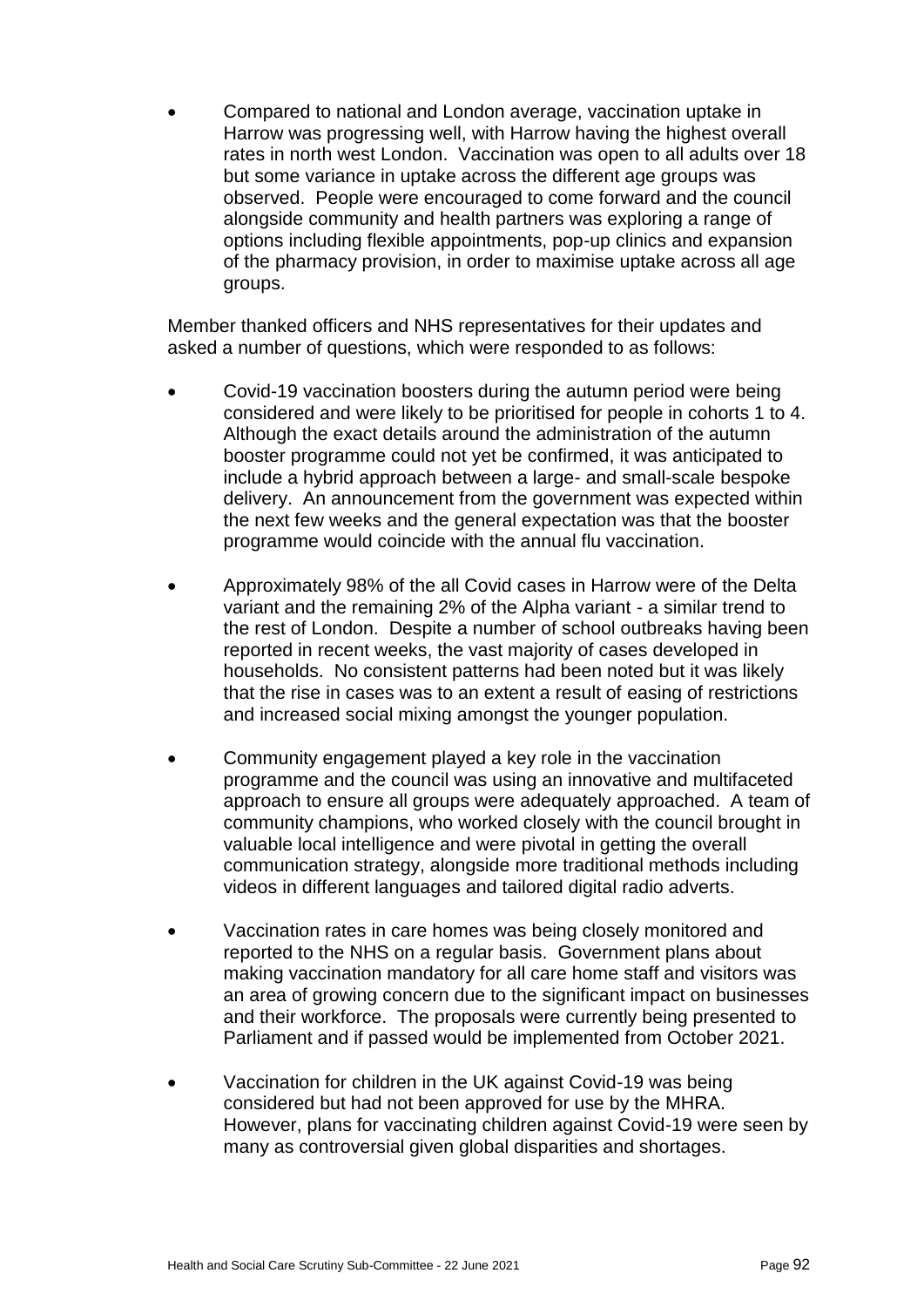- Compared to national and London average, vaccination uptake in Harrow was progressing well, with Harrow having the highest overall rates in north west London. Vaccination was open to all adults over 18 but some variance in uptake across the different age groups was observed. People were encouraged to come forward and the council alongside community and health partners was exploring a range of options including flexible appointments, pop-up clinics and expansion of the pharmacy provision, in order to maximise uptake across all age groups.

Member thanked officers and NHS representatives for their updates and asked a number of questions, which were responded to as follows:

- Covid-19 vaccination boosters during the autumn period were being considered and were likely to be prioritised for people in cohorts 1 to 4. Although the exact details around the administration of the autumn booster programme could not yet be confirmed, it was anticipated to include a hybrid approach between a large- and small-scale bespoke delivery. An announcement from the government was expected within the next few weeks and the general expectation was that the booster programme would coincide with the annual flu vaccination.

- Approximately 98% of the all Covid cases in Harrow were of the Delta variant and the remaining 2% of the Alpha variant - a similar trend to the rest of London. Despite a number of school outbreaks having been reported in recent weeks, the vast majority of cases developed in households. No consistent patterns had been noted but it was likely that the rise in cases was to an extent a result of easing of restrictions and increased social mixing amongst the younger population.

- Community engagement played a key role in the vaccination programme and the council was using an innovative and multifaceted approach to ensure all groups were adequately approached. A team of community champions, who worked closely with the council brought in valuable local intelligence and were pivotal in getting the overall communication strategy, alongside more traditional methods including videos in different languages and tailored digital radio adverts.

- Vaccination rates in care homes was being closely monitored and reported to the NHS on a regular basis. Government plans about making vaccination mandatory for all care home staff and visitors was an area of growing concern due to the significant impact on businesses and their workforce. The proposals were currently being presented to Parliament and if passed would be implemented from October 2021.

- Vaccination for children in the UK against Covid-19 was being considered but had not been approved for use by the MHRA. However, plans for vaccinating children against Covid-19 were seen by many as controversial given global disparities and shortages.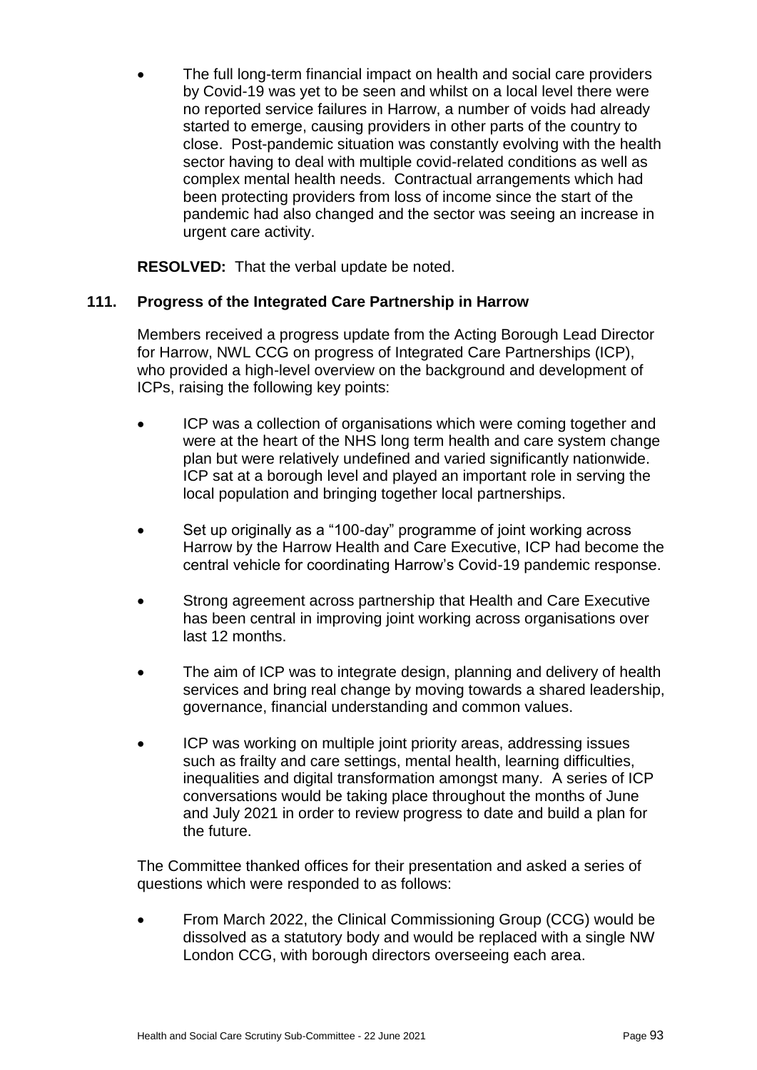- The full long-term financial impact on health and social care providers by Covid-19 was yet to be seen and whilst on a local level there were no reported service failures in Harrow, a number of voids had already started to emerge, causing providers in other parts of the country to close. Post-pandemic situation was constantly evolving with the health sector having to deal with multiple covid-related conditions as well as complex mental health needs. Contractual arrangements which had been protecting providers from loss of income since the start of the pandemic had also changed and the sector was seeing an increase in urgent care activity.

**RESOLVED:** That the verbal update be noted.

### 111. Progress of the Integrated Care Partnership in Harrow

Members received a progress update from the Acting Borough Lead Director for Harrow, NWL CCG on progress of Integrated Care Partnerships (ICP), who provided a high-level overview on the background and development of ICPs, raising the following key points:

- ICP was a collection of organisations which were coming together and were at the heart of the NHS long term health and care system change plan but were relatively undefined and varied significantly nationwide. ICP sat at a borough level and played an important role in serving the local population and bringing together local partnerships.
- Set up originally as a "100-day" programme of joint working across Harrow by the Harrow Health and Care Executive, ICP had become the central vehicle for coordinating Harrow's Covid-19 pandemic response.
- Strong agreement across partnership that Health and Care Executive has been central in improving joint working across organisations over last 12 months.
- The aim of ICP was to integrate design, planning and delivery of health services and bring real change by moving towards a shared leadership, governance, financial understanding and common values.
- ICP was working on multiple joint priority areas, addressing issues such as frailty and care settings, mental health, learning difficulties, inequalities and digital transformation amongst many. A series of ICP conversations would be taking place throughout the months of June and July 2021 in order to review progress to date and build a plan for the future.

The Committee thanked offices for their presentation and asked a series of questions which were responded to as follows:

- From March 2022, the Clinical Commissioning Group (CCG) would be dissolved as a statutory body and would be replaced with a single NW London CCG, with borough directors overseeing each area.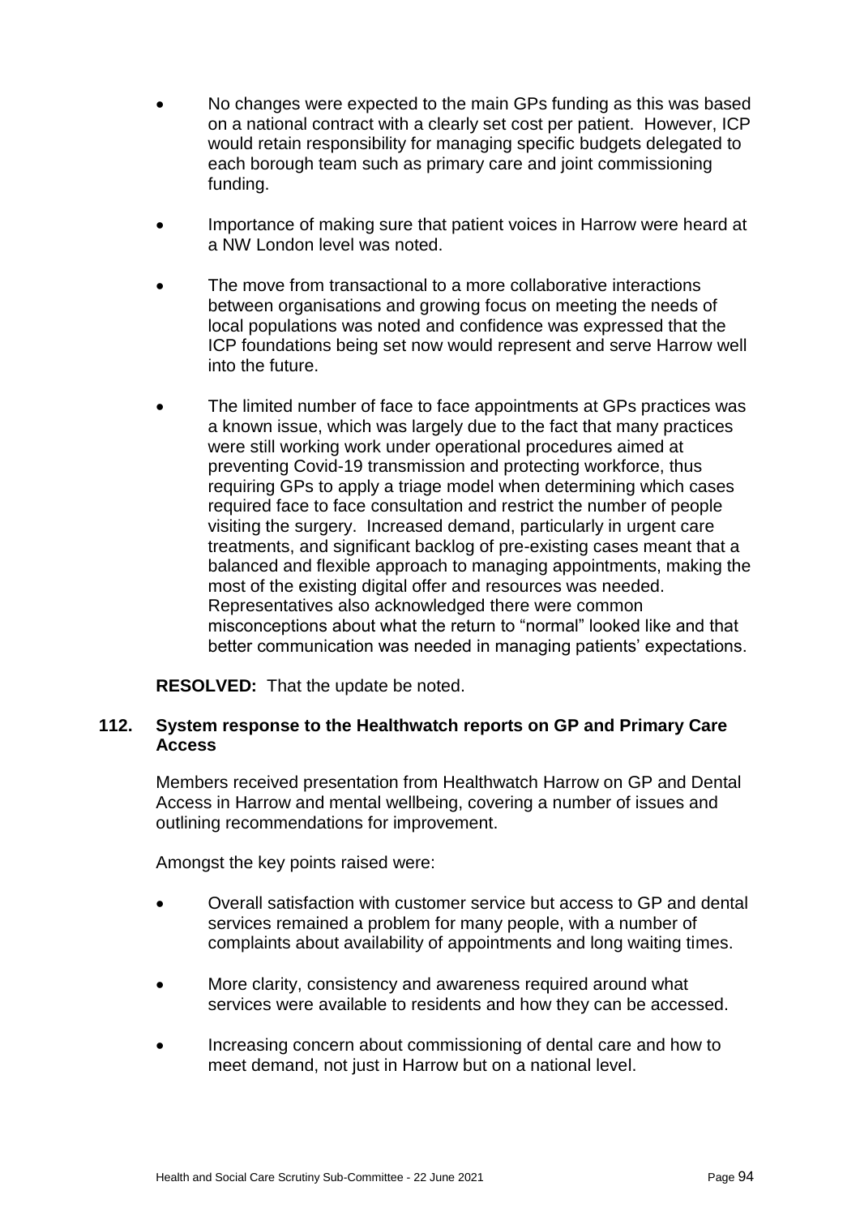- No changes were expected to the main GPs funding as this was based on a national contract with a clearly set cost per patient. However, ICP would retain responsibility for managing specific budgets delegated to each borough team such as primary care and joint commissioning funding.

- Importance of making sure that patient voices in Harrow were heard at a NW London level was noted.

- The move from transactional to a more collaborative interactions between organisations and growing focus on meeting the needs of local populations was noted and confidence was expressed that the ICP foundations being set now would represent and serve Harrow well into the future.

- The limited number of face to face appointments at GPs practices was a known issue, which was largely due to the fact that many practices were still working work under operational procedures aimed at preventing Covid-19 transmission and protecting workforce, thus requiring GPs to apply a triage model when determining which cases required face to face consultation and restrict the number of people visiting the surgery. Increased demand, particularly in urgent care treatments, and significant backlog of pre-existing cases meant that a balanced and flexible approach to managing appointments, making the most of the existing digital offer and resources was needed. Representatives also acknowledged there were common misconceptions about what the return to "normal" looked like and that better communication was needed in managing patients' expectations.

**RESOLVED:** That the update be noted.

**112. System response to the Healthwatch reports on GP and Primary Care Access**

Members received presentation from Healthwatch Harrow on GP and Dental Access in Harrow and mental wellbeing, covering a number of issues and outlining recommendations for improvement.

Amongst the key points raised were:

- Overall satisfaction with customer service but access to GP and dental services remained a problem for many people, with a number of complaints about availability of appointments and long waiting times.

- More clarity, consistency and awareness required around what services were available to residents and how they can be accessed.

- Increasing concern about commissioning of dental care and how to meet demand, not just in Harrow but on a national level.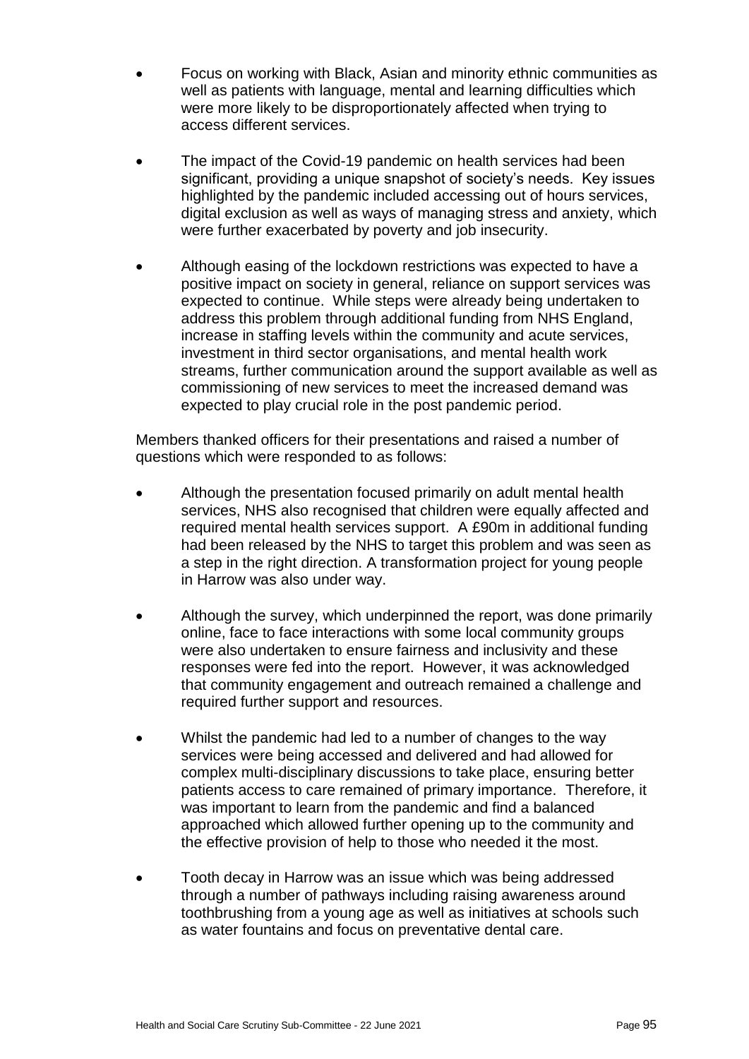- Focus on working with Black, Asian and minority ethnic communities as well as patients with language, mental and learning difficulties which were more likely to be disproportionately affected when trying to access different services.

- The impact of the Covid-19 pandemic on health services had been significant, providing a unique snapshot of society's needs. Key issues highlighted by the pandemic included accessing out of hours services, digital exclusion as well as ways of managing stress and anxiety, which were further exacerbated by poverty and job insecurity.

- Although easing of the lockdown restrictions was expected to have a positive impact on society in general, reliance on support services was expected to continue. While steps were already being undertaken to address this problem through additional funding from NHS England, increase in staffing levels within the community and acute services, investment in third sector organisations, and mental health work streams, further communication around the support available as well as commissioning of new services to meet the increased demand was expected to play crucial role in the post pandemic period.

Members thanked officers for their presentations and raised a number of questions which were responded to as follows:

- Although the presentation focused primarily on adult mental health services, NHS also recognised that children were equally affected and required mental health services support. A £90m in additional funding had been released by the NHS to target this problem and was seen as a step in the right direction. A transformation project for young people in Harrow was also under way.

- Although the survey, which underpinned the report, was done primarily online, face to face interactions with some local community groups were also undertaken to ensure fairness and inclusivity and these responses were fed into the report. However, it was acknowledged that community engagement and outreach remained a challenge and required further support and resources.

- Whilst the pandemic had led to a number of changes to the way services were being accessed and delivered and had allowed for complex multi-disciplinary discussions to take place, ensuring better patients access to care remained of primary importance. Therefore, it was important to learn from the pandemic and find a balanced approached which allowed further opening up to the community and the effective provision of help to those who needed it the most.

- Tooth decay in Harrow was an issue which was being addressed through a number of pathways including raising awareness around toothbrushing from a young age as well as initiatives at schools such as water fountains and focus on preventative dental care.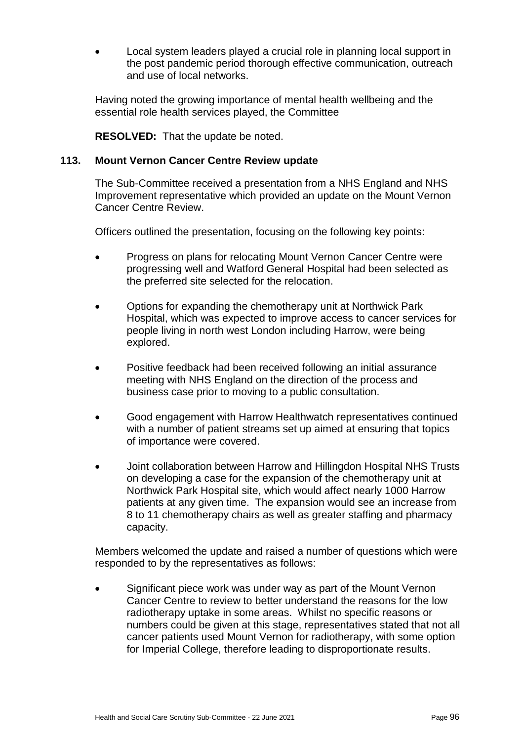- Local system leaders played a crucial role in planning local support in the post pandemic period thorough effective communication, outreach and use of local networks.

Having noted the growing importance of mental health wellbeing and the essential role health services played, the Committee

**RESOLVED:** That the update be noted.

## 113. Mount Vernon Cancer Centre Review update

The Sub-Committee received a presentation from a NHS England and NHS Improvement representative which provided an update on the Mount Vernon Cancer Centre Review.

Officers outlined the presentation, focusing on the following key points:

- Progress on plans for relocating Mount Vernon Cancer Centre were progressing well and Watford General Hospital had been selected as the preferred site selected for the relocation.
- Options for expanding the chemotherapy unit at Northwick Park Hospital, which was expected to improve access to cancer services for people living in north west London including Harrow, were being explored.
- Positive feedback had been received following an initial assurance meeting with NHS England on the direction of the process and business case prior to moving to a public consultation.
- Good engagement with Harrow Healthwatch representatives continued with a number of patient streams set up aimed at ensuring that topics of importance were covered.
- Joint collaboration between Harrow and Hillingdon Hospital NHS Trusts on developing a case for the expansion of the chemotherapy unit at Northwick Park Hospital site, which would affect nearly 1000 Harrow patients at any given time. The expansion would see an increase from 8 to 11 chemotherapy chairs as well as greater staffing and pharmacy capacity.

Members welcomed the update and raised a number of questions which were responded to by the representatives as follows:

- Significant piece work was under way as part of the Mount Vernon Cancer Centre to review to better understand the reasons for the low radiotherapy uptake in some areas. Whilst no specific reasons or numbers could be given at this stage, representatives stated that not all cancer patients used Mount Vernon for radiotherapy, with some option for Imperial College, therefore leading to disproportionate results.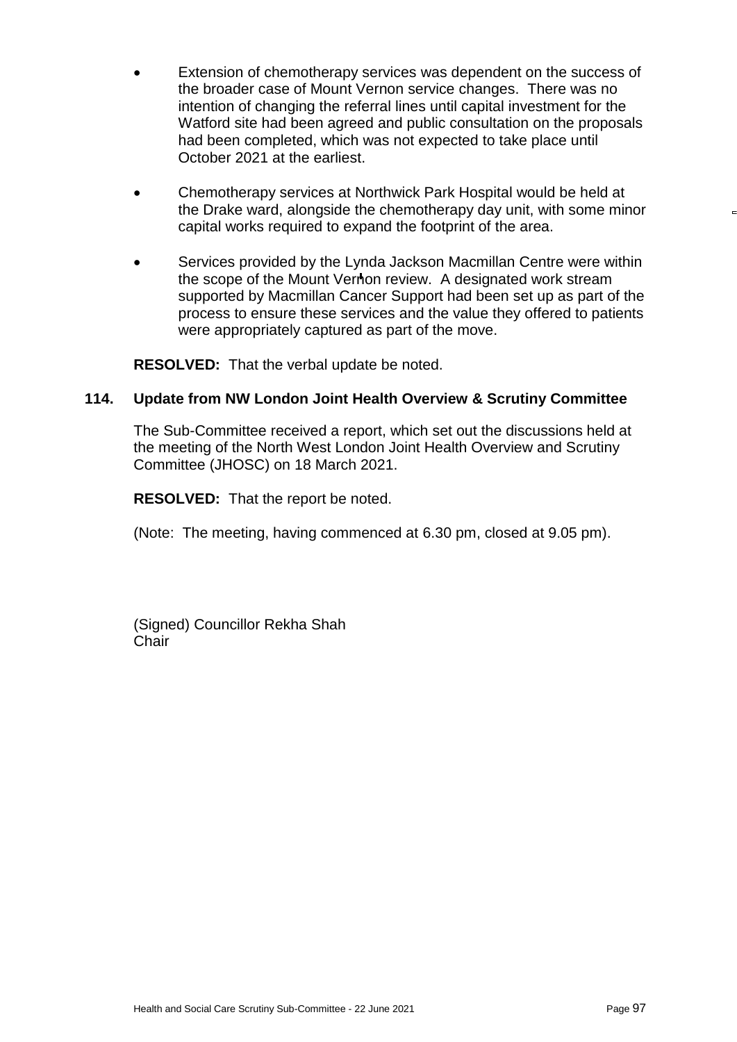- Extension of chemotherapy services was dependent on the success of the broader case of Mount Vernon service changes. There was no intention of changing the referral lines until capital investment for the Watford site had been agreed and public consultation on the proposals had been completed, which was not expected to take place until October 2021 at the earliest.

- Chemotherapy services at Northwick Park Hospital would be held at the Drake ward, alongside the chemotherapy day unit, with some minor capital works required to expand the footprint of the area.

- Services provided by the Lynda Jackson Macmillan Centre were within the scope of the Mount Vernon review. A designated work stream supported by Macmillan Cancer Support had been set up as part of the process to ensure these services and the value they offered to patients were appropriately captured as part of the move.

**RESOLVED:** That the verbal update be noted.

**114. Update from NW London Joint Health Overview & Scrutiny Committee**

The Sub-Committee received a report, which set out the discussions held at the meeting of the North West London Joint Health Overview and Scrutiny Committee (JHOSC) on 18 March 2021.

**RESOLVED:** That the report be noted.

(Note: The meeting, having commenced at 6.30 pm, closed at 9.05 pm).

(Signed) Councillor Rekha Shah
Chair